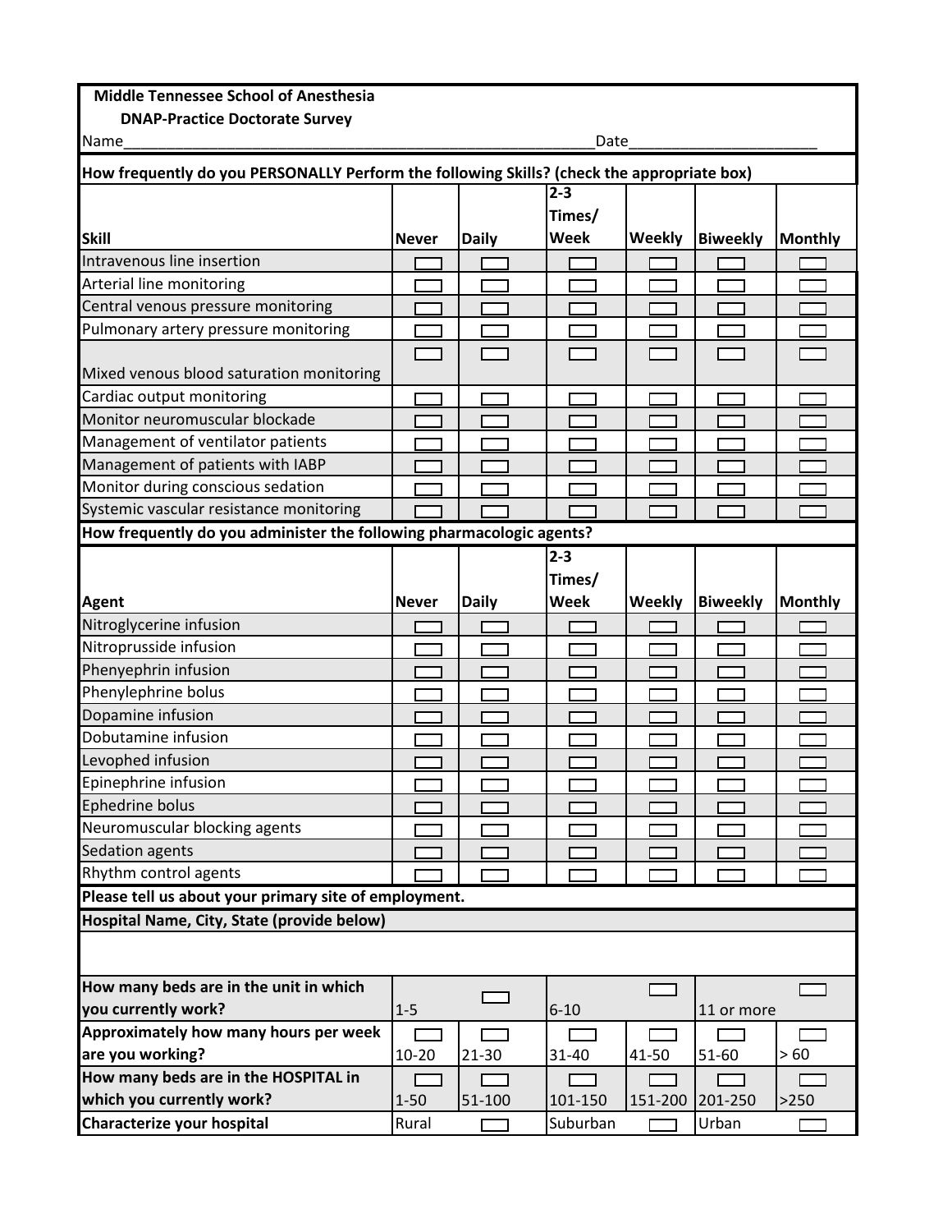**Middle Tennessee School of Anesthesia**

**DNAP-Practice Doctorate Survey**

Name\_\_\_\_\_\_\_\_\_\_\_\_\_\_\_\_\_\_\_\_\_\_\_\_\_\_\_\_\_\_\_\_\_\_\_\_\_\_\_\_\_\_\_\_\_\_\_\_\_\_\_\_\_\_\_\_Date\_\_\_\_\_\_\_\_\_\_\_\_\_\_\_\_\_\_\_\_\_\_

**How frequently do you PERSONALLY Perform the following Skills? (check the appropriate box)**

| Skill | Never | Daily | 2-3 Times/ Week | Weekly | Biweekly | Monthly |
|---|---|---|---|---|---|---|
| Intravenous line insertion | ☐ | ☐ | ☐ | ☐ | ☐ | ☐ |
| Arterial line monitoring | ☐ | ☐ | ☐ | ☐ | ☐ | ☐ |
| Central venous pressure monitoring | ☐ | ☐ | ☐ | ☐ | ☐ | ☐ |
| Pulmonary artery pressure monitoring | ☐ | ☐ | ☐ | ☐ | ☐ | ☐ |
| Mixed venous blood saturation monitoring | ☐ | ☐ | ☐ | ☐ | ☐ | ☐ |
| Cardiac output monitoring | ☐ | ☐ | ☐ | ☐ | ☐ | ☐ |
| Monitor neuromuscular blockade | ☐ | ☐ | ☐ | ☐ | ☐ | ☐ |
| Management of ventilator patients | ☐ | ☐ | ☐ | ☐ | ☐ | ☐ |
| Management of patients with IABP | ☐ | ☐ | ☐ | ☐ | ☐ | ☐ |
| Monitor during conscious sedation | ☐ | ☐ | ☐ | ☐ | ☐ | ☐ |
| Systemic vascular resistance monitoring | ☐ | ☐ | ☐ | ☐ | ☐ | ☐ |

**How frequently do you administer the following pharmacologic agents?**

| Agent | Never | Daily | 2-3 Times/ Week | Weekly | Biweekly | Monthly |
|---|---|---|---|---|---|---|
| Nitroglycerine infusion | ☐ | ☐ | ☐ | ☐ | ☐ | ☐ |
| Nitroprusside infusion | ☐ | ☐ | ☐ | ☐ | ☐ | ☐ |
| Phenyephrin infusion | ☐ | ☐ | ☐ | ☐ | ☐ | ☐ |
| Phenylephrine bolus | ☐ | ☐ | ☐ | ☐ | ☐ | ☐ |
| Dopamine infusion | ☐ | ☐ | ☐ | ☐ | ☐ | ☐ |
| Dobutamine infusion | ☐ | ☐ | ☐ | ☐ | ☐ | ☐ |
| Levophed infusion | ☐ | ☐ | ☐ | ☐ | ☐ | ☐ |
| Epinephrine infusion | ☐ | ☐ | ☐ | ☐ | ☐ | ☐ |
| Ephedrine bolus | ☐ | ☐ | ☐ | ☐ | ☐ | ☐ |
| Neuromuscular blocking agents | ☐ | ☐ | ☐ | ☐ | ☐ | ☐ |
| Sedation agents | ☐ | ☐ | ☐ | ☐ | ☐ | ☐ |
| Rhythm control agents | ☐ | ☐ | ☐ | ☐ | ☐ | ☐ |

**Please tell us about your primary site of employment.**

**Hospital Name, City, State (provide below)**

| | | | | | | |
|---|---|---|---|---|---|---|
| **How many beds are in the unit in which you currently work?** | 1-5 | ☐ | 6-10 | ☐ | 11 or more | ☐ |
| **Approximately how many hours per week are you working?** | ☐ 10-20 | ☐ 21-30 | ☐ 31-40 | ☐ 41-50 | ☐ 51-60 | ☐ > 60 |
| **How many beds are in the HOSPITAL in which you currently work?** | ☐ 1-50 | ☐ 51-100 | ☐ 101-150 | ☐ 151-200 | ☐ 201-250 | ☐ >250 |
| **Characterize your hospital** | Rural | ☐ | Suburban | ☐ | Urban | ☐ |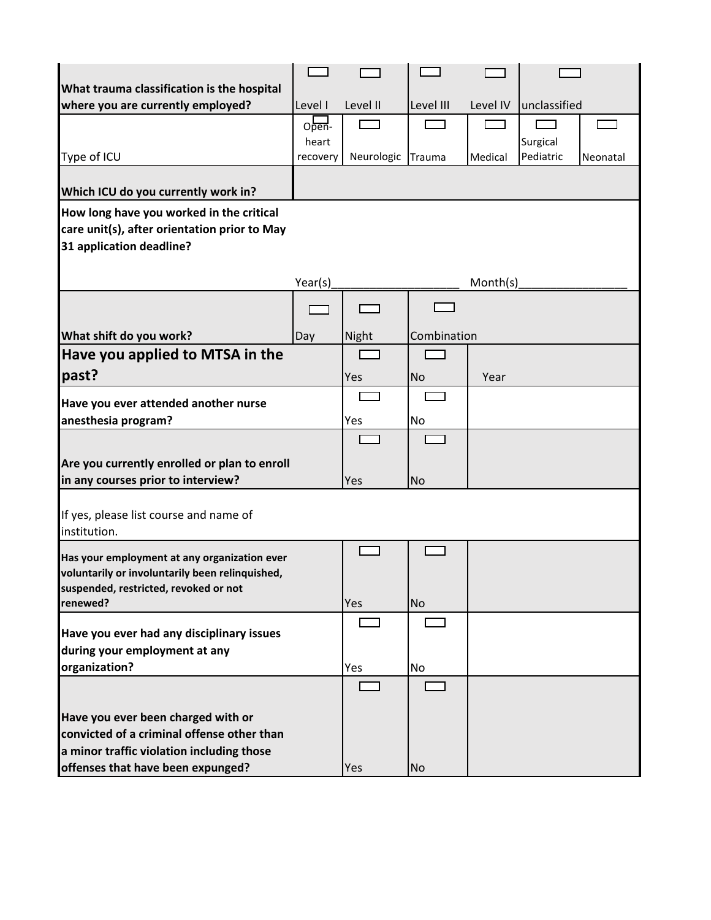| What trauma classification is the hospital where you are currently employed? | ☐ Level I | ☐ Level II | ☐ Level III | ☐ Level IV | ☐ unclassified | |
|---|---|---|---|---|---|---|
| Type of ICU | ☐ Open-heart recovery | ☐ Neurologic | ☐ Trauma | ☐ Medical | ☐ Surgical Pediatric | ☐ Neonatal |
| **Which ICU do you currently work in?** | | | | | | |
| **How long have you worked in the critical care unit(s), after orientation prior to May 31 application deadline?** | Year(s)___________________ | | | Month(s)________________ | | |
| **What shift do you work?** | ☐ Day | ☐ Night | ☐ Combination | | | |
| **Have you applied to MTSA in the past?** | | ☐ Yes | ☐ No | Year | | |
| **Have you ever attended another nurse anesthesia program?** | | ☐ Yes | ☐ No | | | |
| **Are you currently enrolled or plan to enroll in any courses prior to interview?** | | ☐ Yes | ☐ No | | | |
| If yes, please list course and name of institution. | | | | | | |
| **Has your employment at any organization ever voluntarily or involuntarily been relinquished, suspended, restricted, revoked or not renewed?** | | ☐ Yes | ☐ No | | | |
| **Have you ever had any disciplinary issues during your employment at any organization?** | | ☐ Yes | ☐ No | | | |
| **Have you ever been charged with or convicted of a criminal offense other than a minor traffic violation including those offenses that have been expunged?** | | ☐ Yes | ☐ No | | | |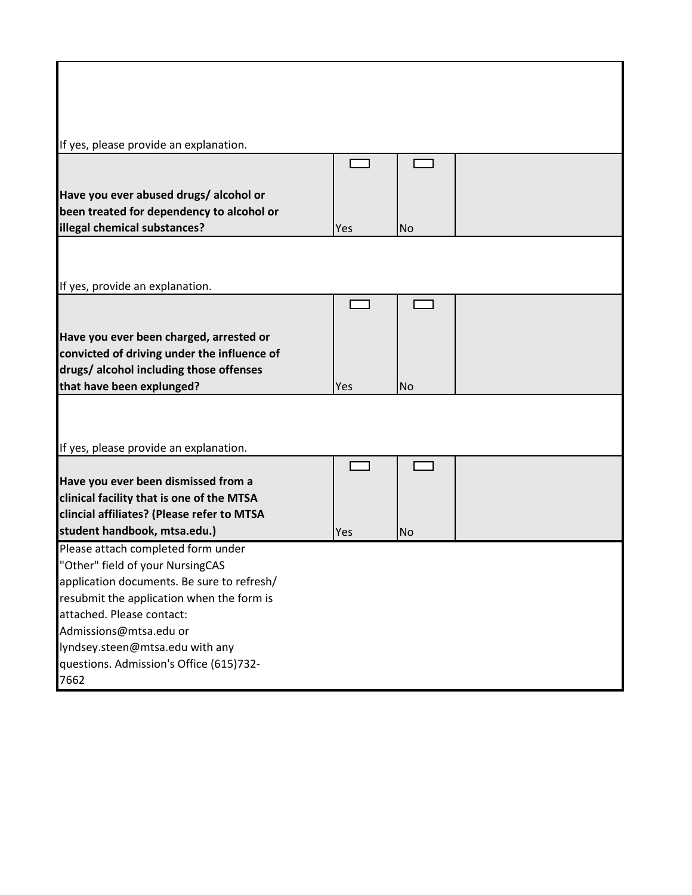| | | | |
|---|---|---|---|
| If yes, please provide an explanation. | | | |
| **Have you ever abused drugs/ alcohol or been treated for dependency to alcohol or illegal chemical substances?** | ☐ Yes | ☐ No | |
| If yes, provide an explanation. | | | |
| **Have you ever been charged, arrested or convicted of driving under the influence of drugs/ alcohol including those offenses that have been explunged?** | ☐ Yes | ☐ No | |
| If yes, please provide an explanation. | | | |
| **Have you ever been dismissed from a clinical facility that is one of the MTSA clincial affiliates? (Please refer to MTSA student handbook, mtsa.edu.)** | ☐ Yes | ☐ No | |
| Please attach completed form under "Other" field of your NursingCAS application documents. Be sure to refresh/ resubmit the application when the form is attached. Please contact: Admissions@mtsa.edu or lyndsey.steen@mtsa.edu with any questions. Admission's Office (615)732-7662 | | | |